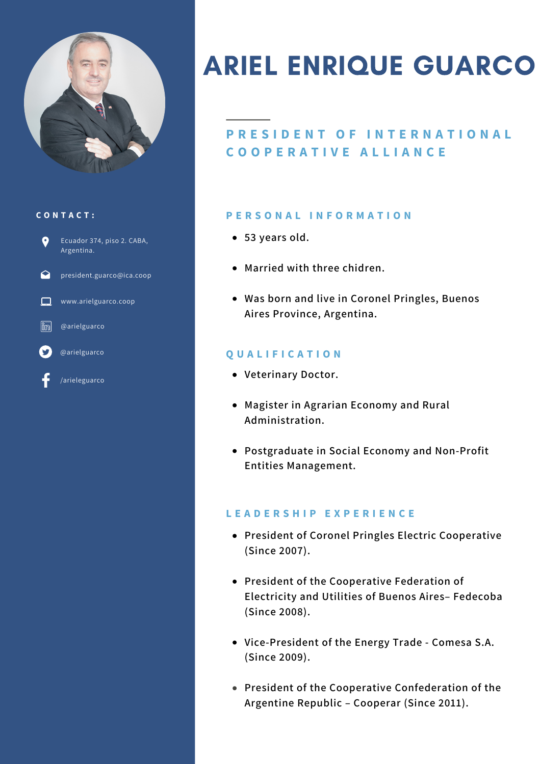# ARIEL ENRIQUE GUARCO

## PRESIDENT OF INTERNATIONAL COOPERATIVE ALLIANCE

### CONTACT:

- Ecuador 374, piso 2. CABA, Argentina.
- president.guarco@ica.coop
- www.arielguarco.coop
- @arielguarco
- @arielguarco
- /arieleguarco

### PERSONAL INFORMATION

- 53 years old.
- Married with three chidren.
- Was born and live in Coronel Pringles, Buenos Aires Province, Argentina.

### QUALIFICATION

- Veterinary Doctor.
- Magister in Agrarian Economy and Rural Administration.
- Postgraduate in Social Economy and Non-Profit Entities Management.

### LEADERSHIP EXPERIENCE

- President of Coronel Pringles Electric Cooperative (Since 2007).
- President of the Cooperative Federation of Electricity and Utilities of Buenos Aires– Fedecoba (Since 2008).
- Vice-President of the Energy Trade - Comesa S.A. (Since 2009).
- President of the Cooperative Confederation of the Argentine Republic – Cooperar (Since 2011).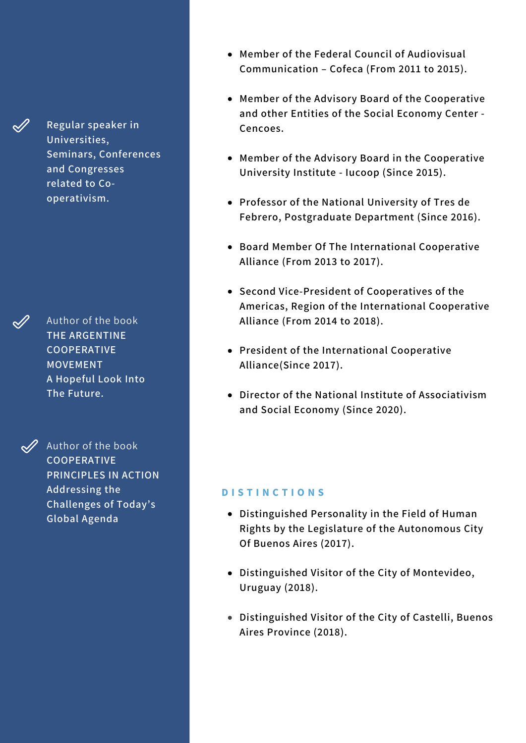- Regular speaker in Universities, Seminars, Conferences and Congresses related to Co-operativism.

- Author of the book THE ARGENTINE COOPERATIVE MOVEMENT A Hopeful Look Into The Future.

- Author of the book COOPERATIVE PRINCIPLES IN ACTION Addressing the Challenges of Today's Global Agenda

- Member of the Federal Council of Audiovisual Communication – Cofeca (From 2011 to 2015).
- Member of the Advisory Board of the Cooperative and other Entities of the Social Economy Center - Cencoes.
- Member of the Advisory Board in the Cooperative University Institute - Iucoop (Since 2015).
- Professor of the National University of Tres de Febrero, Postgraduate Department (Since 2016).
- Board Member Of The International Cooperative Alliance (From 2013 to 2017).
- Second Vice-President of Cooperatives of the Americas, Region of the International Cooperative Alliance (From 2014 to 2018).
- President of the International Cooperative Alliance(Since 2017).
- Director of the National Institute of Associativism and Social Economy (Since 2020).

## DISTINCTIONS

- Distinguished Personality in the Field of Human Rights by the Legislature of the Autonomous City Of Buenos Aires (2017).
- Distinguished Visitor of the City of Montevideo, Uruguay (2018).
- Distinguished Visitor of the City of Castelli, Buenos Aires Province (2018).